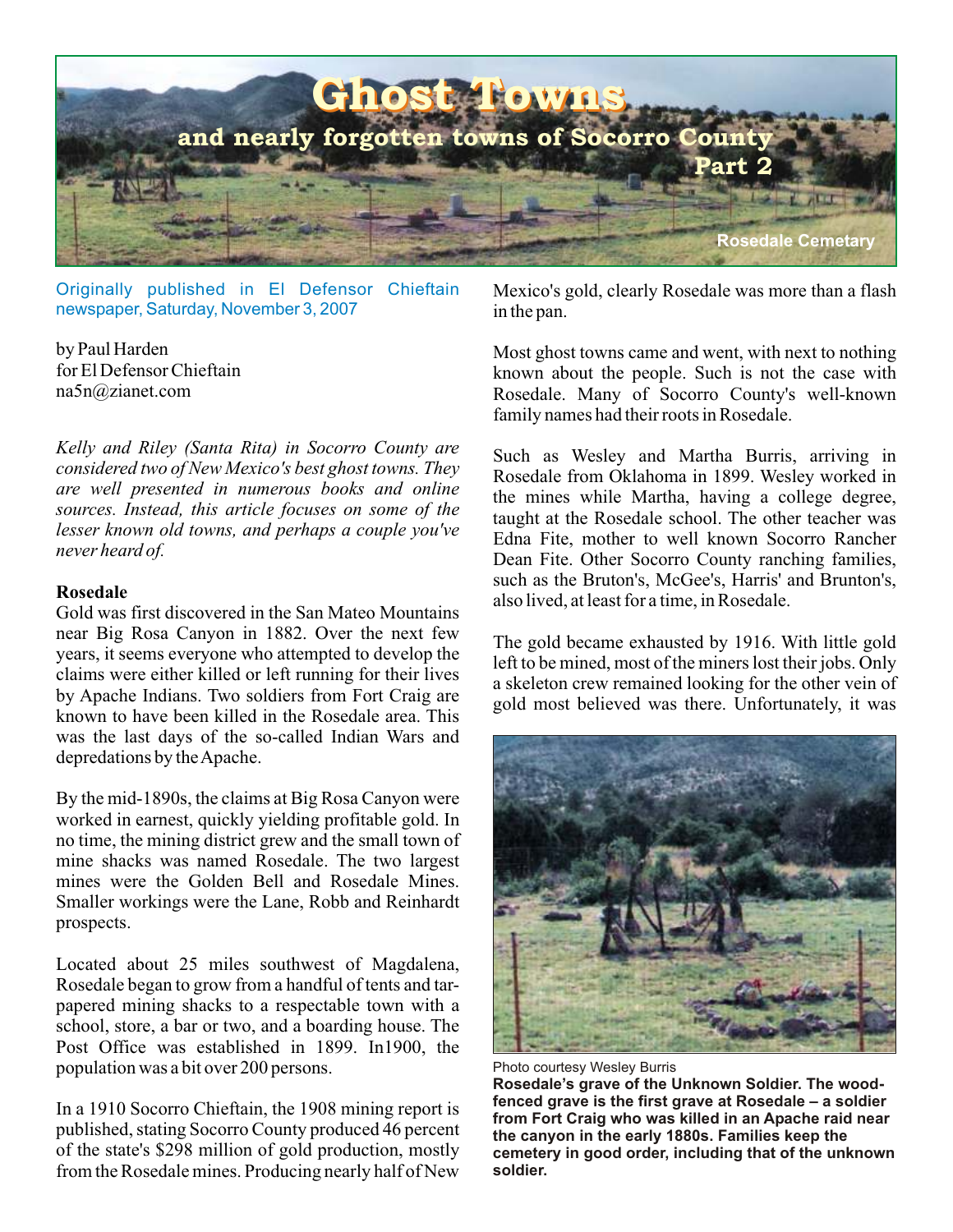# Ghost Towns

## and nearly forgotten towns of Socorro County

### Part 2

Rosedale Cemetery

Originally published in El Defensor Chieftain newspaper, Saturday, November 3, 2007

by Paul Harden
for El Defensor Chieftain
na5n@zianet.com

*Kelly and Riley (Santa Rita) in Socorro County are considered two of New Mexico's best ghost towns. They are well presented in numerous books and online sources. Instead, this article focuses on some of the lesser known old towns, and perhaps a couple you've never heard of.*

**Rosedale**

Gold was first discovered in the San Mateo Mountains near Big Rosa Canyon in 1882. Over the next few years, it seems everyone who attempted to develop the claims were either killed or left running for their lives by Apache Indians. Two soldiers from Fort Craig are known to have been killed in the Rosedale area. This was the last days of the so-called Indian Wars and depredations by the Apache.

By the mid-1890s, the claims at Big Rosa Canyon were worked in earnest, quickly yielding profitable gold. In no time, the mining district grew and the small town of mine shacks was named Rosedale. The two largest mines were the Golden Bell and Rosedale Mines. Smaller workings were the Lane, Robb and Reinhardt prospects.

Located about 25 miles southwest of Magdalena, Rosedale began to grow from a handful of tents and tar-papered mining shacks to a respectable town with a school, store, a bar or two, and a boarding house. The Post Office was established in 1899. In1900, the population was a bit over 200 persons.

In a 1910 Socorro Chieftain, the 1908 mining report is published, stating Socorro County produced 46 percent of the state's $298 million of gold production, mostly from the Rosedale mines. Producing nearly half of New Mexico's gold, clearly Rosedale was more than a flash in the pan.

Most ghost towns came and went, with next to nothing known about the people. Such is not the case with Rosedale. Many of Socorro County's well-known family names had their roots in Rosedale.

Such as Wesley and Martha Burris, arriving in Rosedale from Oklahoma in 1899. Wesley worked in the mines while Martha, having a college degree, taught at the Rosedale school. The other teacher was Edna Fite, mother to well known Socorro Rancher Dean Fite. Other Socorro County ranching families, such as the Bruton's, McGee's, Harris' and Brunton's, also lived, at least for a time, in Rosedale.

The gold became exhausted by 1916. With little gold left to be mined, most of the miners lost their jobs. Only a skeleton crew remained looking for the other vein of gold most believed was there. Unfortunately, it was

Photo courtesy Wesley Burris

**Rosedale's grave of the Unknown Soldier. The wood-fenced grave is the first grave at Rosedale – a soldier from Fort Craig who was killed in an Apache raid near the canyon in the early 1880s. Families keep the cemetery in good order, including that of the unknown soldier.**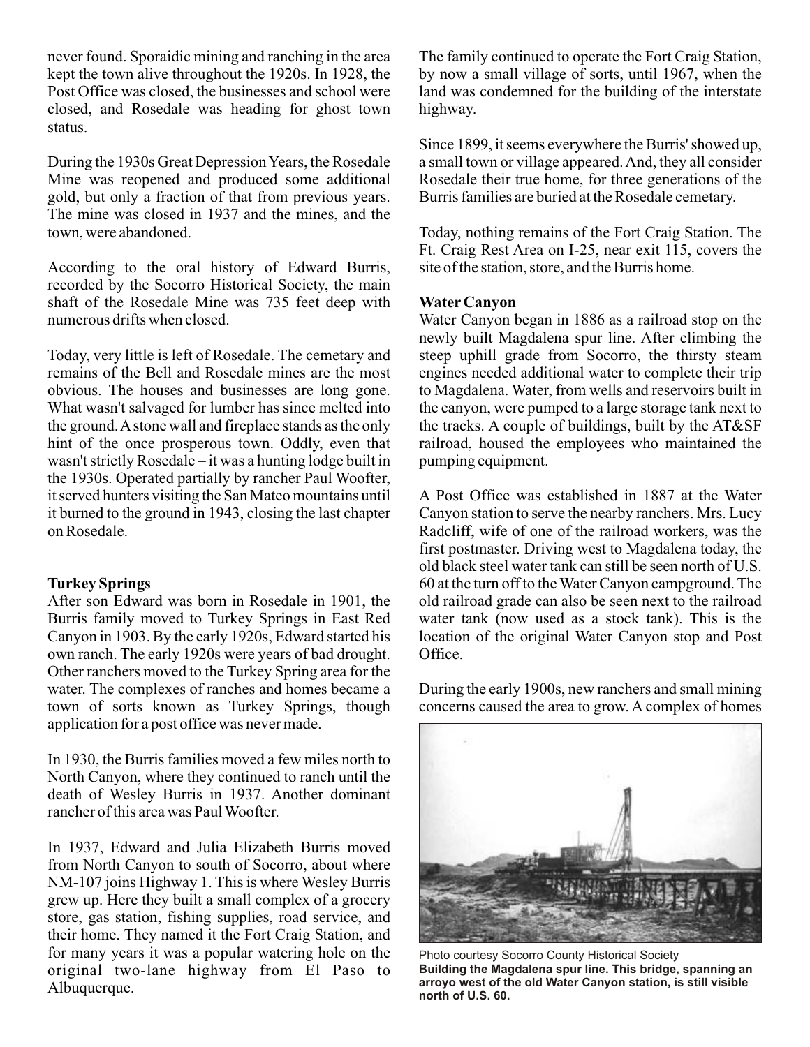never found. Sporaidic mining and ranching in the area kept the town alive throughout the 1920s. In 1928, the Post Office was closed, the businesses and school were closed, and Rosedale was heading for ghost town status.

During the 1930s Great Depression Years, the Rosedale Mine was reopened and produced some additional gold, but only a fraction of that from previous years. The mine was closed in 1937 and the mines, and the town, were abandoned.

According to the oral history of Edward Burris, recorded by the Socorro Historical Society, the main shaft of the Rosedale Mine was 735 feet deep with numerous drifts when closed.

Today, very little is left of Rosedale. The cemetary and remains of the Bell and Rosedale mines are the most obvious. The houses and businesses are long gone. What wasn't salvaged for lumber has since melted into the ground. A stone wall and fireplace stands as the only hint of the once prosperous town. Oddly, even that wasn't strictly Rosedale – it was a hunting lodge built in the 1930s. Operated partially by rancher Paul Woofter, it served hunters visiting the San Mateo mountains until it burned to the ground in 1943, closing the last chapter on Rosedale.

**Turkey Springs**

After son Edward was born in Rosedale in 1901, the Burris family moved to Turkey Springs in East Red Canyon in 1903. By the early 1920s, Edward started his own ranch. The early 1920s were years of bad drought. Other ranchers moved to the Turkey Spring area for the water. The complexes of ranches and homes became a town of sorts known as Turkey Springs, though application for a post office was never made.

In 1930, the Burris families moved a few miles north to North Canyon, where they continued to ranch until the death of Wesley Burris in 1937. Another dominant rancher of this area was Paul Woofter.

In 1937, Edward and Julia Elizabeth Burris moved from North Canyon to south of Socorro, about where NM-107 joins Highway 1. This is where Wesley Burris grew up. Here they built a small complex of a grocery store, gas station, fishing supplies, road service, and their home. They named it the Fort Craig Station, and for many years it was a popular watering hole on the original two-lane highway from El Paso to Albuquerque.

The family continued to operate the Fort Craig Station, by now a small village of sorts, until 1967, when the land was condemned for the building of the interstate highway.

Since 1899, it seems everywhere the Burris' showed up, a small town or village appeared. And, they all consider Rosedale their true home, for three generations of the Burris families are buried at the Rosedale cemetary.

Today, nothing remains of the Fort Craig Station. The Ft. Craig Rest Area on I-25, near exit 115, covers the site of the station, store, and the Burris home.

**Water Canyon**

Water Canyon began in 1886 as a railroad stop on the newly built Magdalena spur line. After climbing the steep uphill grade from Socorro, the thirsty steam engines needed additional water to complete their trip to Magdalena. Water, from wells and reservoirs built in the canyon, were pumped to a large storage tank next to the tracks. A couple of buildings, built by the AT&SF railroad, housed the employees who maintained the pumping equipment.

A Post Office was established in 1887 at the Water Canyon station to serve the nearby ranchers. Mrs. Lucy Radcliff, wife of one of the railroad workers, was the first postmaster. Driving west to Magdalena today, the old black steel water tank can still be seen north of U.S. 60 at the turn off to the Water Canyon campground. The old railroad grade can also be seen next to the railroad water tank (now used as a stock tank). This is the location of the original Water Canyon stop and Post Office.

During the early 1900s, new ranchers and small mining concerns caused the area to grow. A complex of homes

Photo courtesy Socorro County Historical Society

**Building the Magdalena spur line. This bridge, spanning an arroyo west of the old Water Canyon station, is still visible north of U.S. 60.**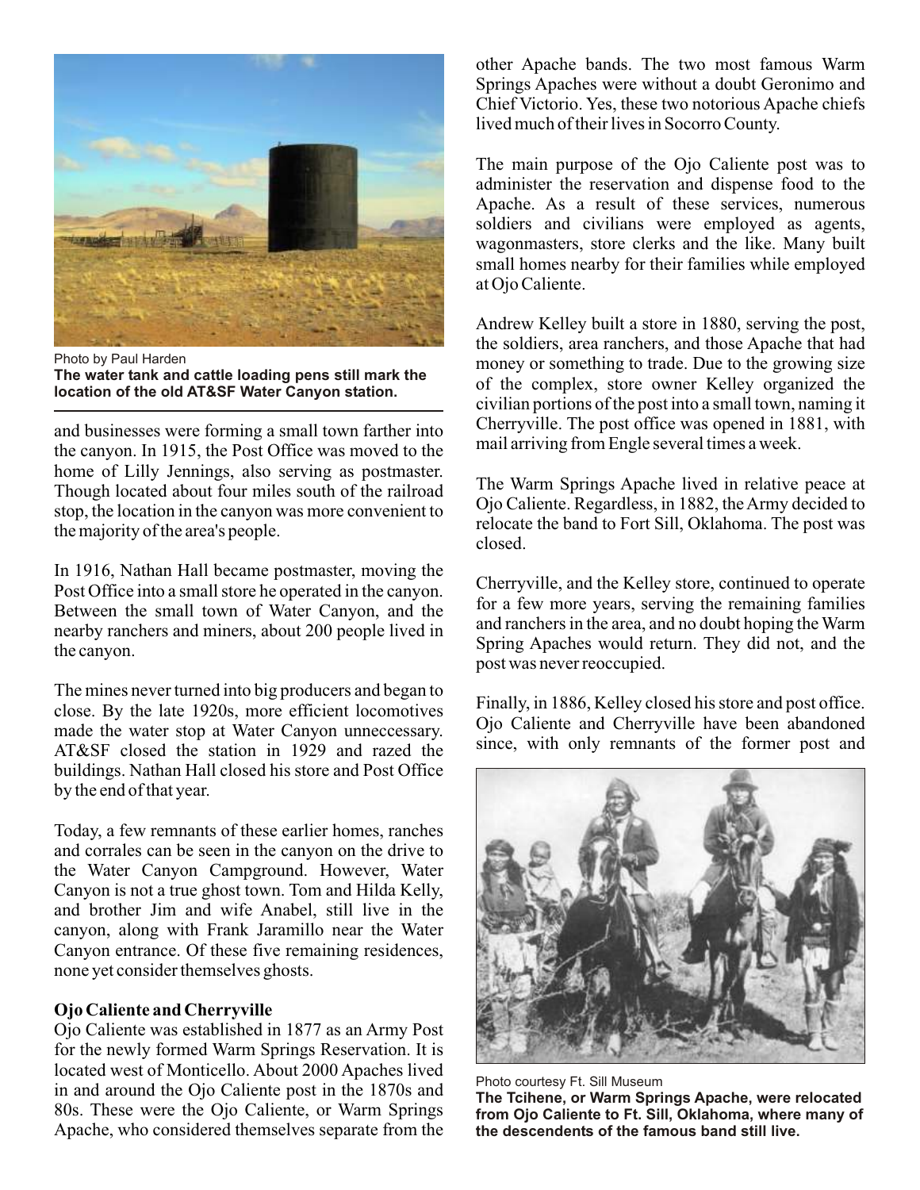Photo by Paul Harden

**The water tank and cattle loading pens still mark the location of the old AT&SF Water Canyon station.**

and businesses were forming a small town farther into the canyon. In 1915, the Post Office was moved to the home of Lilly Jennings, also serving as postmaster. Though located about four miles south of the railroad stop, the location in the canyon was more convenient to the majority of the area's people.

In 1916, Nathan Hall became postmaster, moving the Post Office into a small store he operated in the canyon. Between the small town of Water Canyon, and the nearby ranchers and miners, about 200 people lived in the canyon.

The mines never turned into big producers and began to close. By the late 1920s, more efficient locomotives made the water stop at Water Canyon unneccessary. AT&SF closed the station in 1929 and razed the buildings. Nathan Hall closed his store and Post Office by the end of that year.

Today, a few remnants of these earlier homes, ranches and corrales can be seen in the canyon on the drive to the Water Canyon Campground. However, Water Canyon is not a true ghost town. Tom and Hilda Kelly, and brother Jim and wife Anabel, still live in the canyon, along with Frank Jaramillo near the Water Canyon entrance. Of these five remaining residences, none yet consider themselves ghosts.

### Ojo Caliente and Cherryville

Ojo Caliente was established in 1877 as an Army Post for the newly formed Warm Springs Reservation. It is located west of Monticello. About 2000 Apaches lived in and around the Ojo Caliente post in the 1870s and 80s. These were the Ojo Caliente, or Warm Springs Apache, who considered themselves separate from the other Apache bands. The two most famous Warm Springs Apaches were without a doubt Geronimo and Chief Victorio. Yes, these two notorious Apache chiefs lived much of their lives in Socorro County.

The main purpose of the Ojo Caliente post was to administer the reservation and dispense food to the Apache. As a result of these services, numerous soldiers and civilians were employed as agents, wagonmasters, store clerks and the like. Many built small homes nearby for their families while employed at Ojo Caliente.

Andrew Kelley built a store in 1880, serving the post, the soldiers, area ranchers, and those Apache that had money or something to trade. Due to the growing size of the complex, store owner Kelley organized the civilian portions of the post into a small town, naming it Cherryville. The post office was opened in 1881, with mail arriving from Engle several times a week.

The Warm Springs Apache lived in relative peace at Ojo Caliente. Regardless, in 1882, the Army decided to relocate the band to Fort Sill, Oklahoma. The post was closed.

Cherryville, and the Kelley store, continued to operate for a few more years, serving the remaining families and ranchers in the area, and no doubt hoping the Warm Spring Apaches would return. They did not, and the post was never reoccupied.

Finally, in 1886, Kelley closed his store and post office. Ojo Caliente and Cherryville have been abandoned since, with only remnants of the former post and

Photo courtesy Ft. Sill Museum

**The Tcihene, or Warm Springs Apache, were relocated from Ojo Caliente to Ft. Sill, Oklahoma, where many of the descendents of the famous band still live.**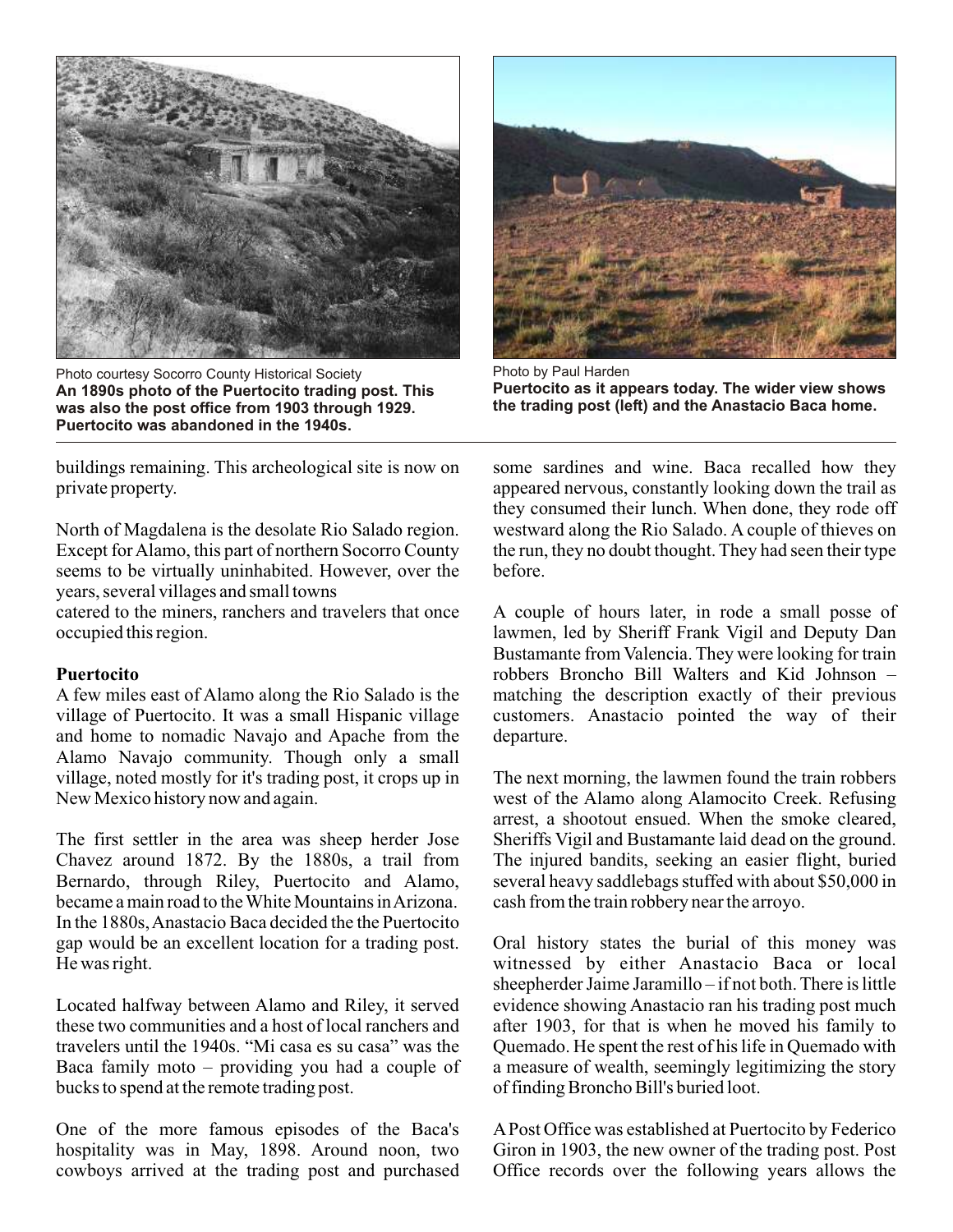Photo courtesy Socorro County Historical Society
**An 1890s photo of the Puertocito trading post. This was also the post office from 1903 through 1929. Puertocito was abandoned in the 1940s.**

Photo by Paul Harden
**Puertocito as it appears today. The wider view shows the trading post (left) and the Anastacio Baca home.**

buildings remaining. This archeological site is now on private property.

North of Magdalena is the desolate Rio Salado region. Except for Alamo, this part of northern Socorro County seems to be virtually uninhabited. However, over the years, several villages and small towns catered to the miners, ranchers and travelers that once occupied this region.

**Puertocito**

A few miles east of Alamo along the Rio Salado is the village of Puertocito. It was a small Hispanic village and home to nomadic Navajo and Apache from the Alamo Navajo community. Though only a small village, noted mostly for it's trading post, it crops up in New Mexico history now and again.

The first settler in the area was sheep herder Jose Chavez around 1872. By the 1880s, a trail from Bernardo, through Riley, Puertocito and Alamo, became a main road to the White Mountains in Arizona. In the 1880s, Anastacio Baca decided the the Puertocito gap would be an excellent location for a trading post. He was right.

Located halfway between Alamo and Riley, it served these two communities and a host of local ranchers and travelers until the 1940s. "Mi casa es su casa" was the Baca family moto – providing you had a couple of bucks to spend at the remote trading post.

One of the more famous episodes of the Baca's hospitality was in May, 1898. Around noon, two cowboys arrived at the trading post and purchased some sardines and wine. Baca recalled how they appeared nervous, constantly looking down the trail as they consumed their lunch. When done, they rode off westward along the Rio Salado. A couple of thieves on the run, they no doubt thought. They had seen their type before.

A couple of hours later, in rode a small posse of lawmen, led by Sheriff Frank Vigil and Deputy Dan Bustamante from Valencia. They were looking for train robbers Broncho Bill Walters and Kid Johnson – matching the description exactly of their previous customers. Anastacio pointed the way of their departure.

The next morning, the lawmen found the train robbers west of the Alamo along Alamocito Creek. Refusing arrest, a shootout ensued. When the smoke cleared, Sheriffs Vigil and Bustamante laid dead on the ground. The injured bandits, seeking an easier flight, buried several heavy saddlebags stuffed with about $50,000 in cash from the train robbery near the arroyo.

Oral history states the burial of this money was witnessed by either Anastacio Baca or local sheepherder Jaime Jaramillo – if not both. There is little evidence showing Anastacio ran his trading post much after 1903, for that is when he moved his family to Quemado. He spent the rest of his life in Quemado with a measure of wealth, seemingly legitimizing the story of finding Broncho Bill's buried loot.

A Post Office was established at Puertocito by Federico Giron in 1903, the new owner of the trading post. Post Office records over the following years allows the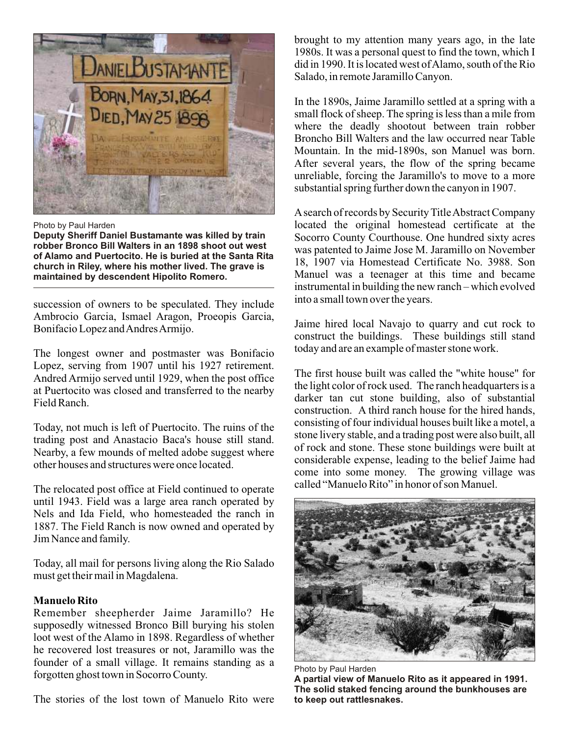Photo by Paul Harden

**Deputy Sheriff Daniel Bustamante was killed by train robber Bronco Bill Walters in an 1898 shoot out west of Alamo and Puertocito. He is buried at the Santa Rita church in Riley, where his mother lived. The grave is maintained by descendent Hipolito Romero.**

succession of owners to be speculated. They include Ambrocio Garcia, Ismael Aragon, Proeopis Garcia, Bonifacio Lopez and Andres Armijo.

The longest owner and postmaster was Bonifacio Lopez, serving from 1907 until his 1927 retirement. Andred Armijo served until 1929, when the post office at Puertocito was closed and transferred to the nearby Field Ranch.

Today, not much is left of Puertocito. The ruins of the trading post and Anastacio Baca's house still stand. Nearby, a few mounds of melted adobe suggest where other houses and structures were once located.

The relocated post office at Field continued to operate until 1943. Field was a large area ranch operated by Nels and Ida Field, who homesteaded the ranch in 1887. The Field Ranch is now owned and operated by Jim Nance and family.

Today, all mail for persons living along the Rio Salado must get their mail in Magdalena.

### Manuelo Rito

Remember sheepherder Jaime Jaramillo? He supposedly witnessed Bronco Bill burying his stolen loot west of the Alamo in 1898. Regardless of whether he recovered lost treasures or not, Jaramillo was the founder of a small village. It remains standing as a forgotten ghost town in Socorro County.

The stories of the lost town of Manuelo Rito were brought to my attention many years ago, in the late 1980s. It was a personal quest to find the town, which I did in 1990. It is located west of Alamo, south of the Rio Salado, in remote Jaramillo Canyon.

In the 1890s, Jaime Jaramillo settled at a spring with a small flock of sheep. The spring is less than a mile from where the deadly shootout between train robber Broncho Bill Walters and the law occurred near Table Mountain. In the mid-1890s, son Manuel was born. After several years, the flow of the spring became unreliable, forcing the Jaramillo's to move to a more substantial spring further down the canyon in 1907.

A search of records by Security Title Abstract Company located the original homestead certificate at the Socorro County Courthouse. One hundred sixty acres was patented to Jaime Jose M. Jaramillo on November 18, 1907 via Homestead Certificate No. 3988. Son Manuel was a teenager at this time and became instrumental in building the new ranch – which evolved into a small town over the years.

Jaime hired local Navajo to quarry and cut rock to construct the buildings. These buildings still stand today and are an example of master stone work.

The first house built was called the "white house" for the light color of rock used. The ranch headquarters is a darker tan cut stone building, also of substantial construction. A third ranch house for the hired hands, consisting of four individual houses built like a motel, a stone livery stable, and a trading post were also built, all of rock and stone. These stone buildings were built at considerable expense, leading to the belief Jaime had come into some money. The growing village was called "Manuelo Rito" in honor of son Manuel.

Photo by Paul Harden

**A partial view of Manuelo Rito as it appeared in 1991. The solid staked fencing around the bunkhouses are to keep out rattlesnakes.**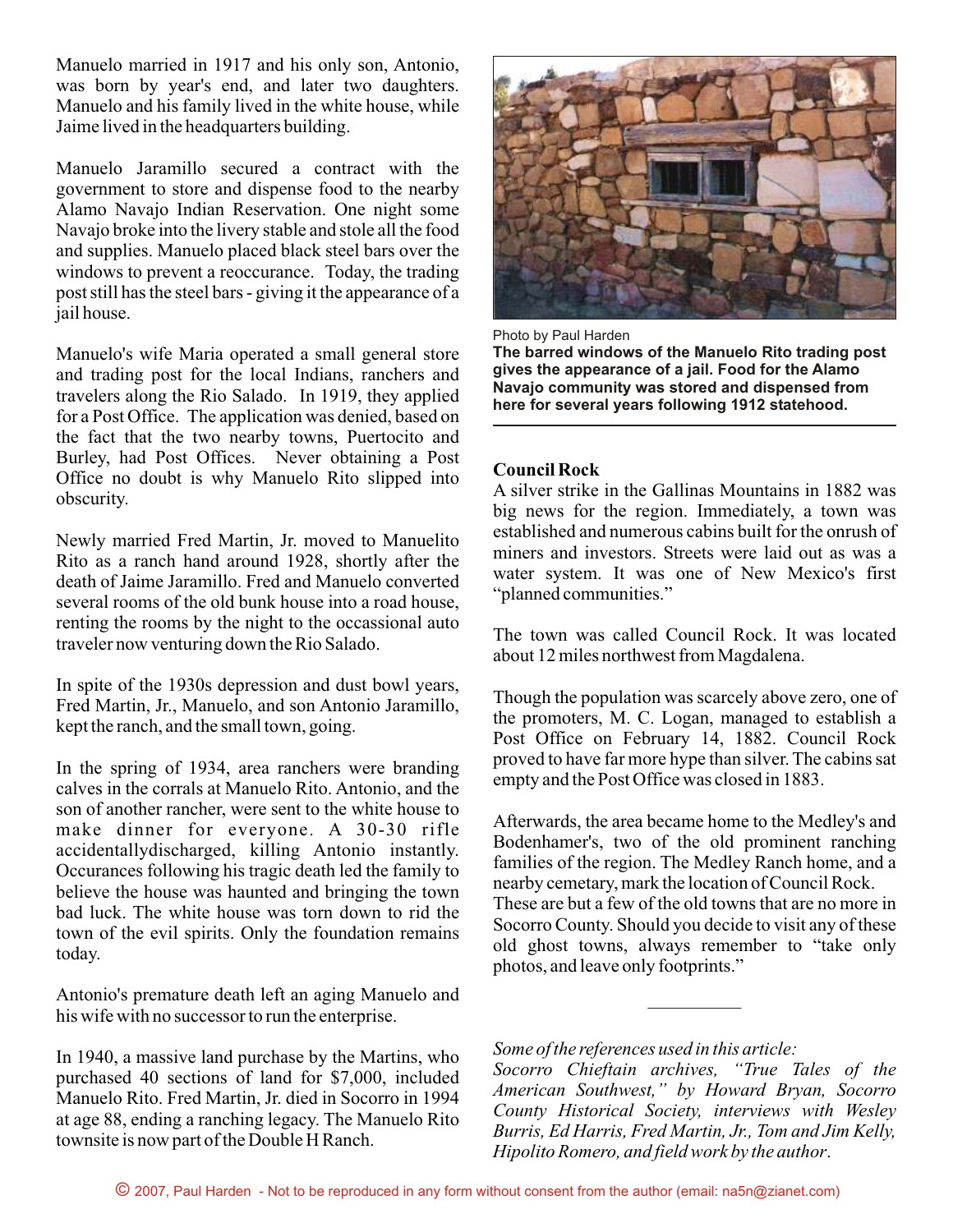Manuelo married in 1917 and his only son, Antonio, was born by year's end, and later two daughters. Manuelo and his family lived in the white house, while Jaime lived in the headquarters building.

Manuelo Jaramillo secured a contract with the government to store and dispense food to the nearby Alamo Navajo Indian Reservation. One night some Navajo broke into the livery stable and stole all the food and supplies. Manuelo placed black steel bars over the windows to prevent a reoccurance. Today, the trading post still has the steel bars - giving it the appearance of a jail house.

Manuelo's wife Maria operated a small general store and trading post for the local Indians, ranchers and travelers along the Rio Salado. In 1919, they applied for a Post Office. The application was denied, based on the fact that the two nearby towns, Puertocito and Burley, had Post Offices. Never obtaining a Post Office no doubt is why Manuelo Rito slipped into obscurity.

Newly married Fred Martin, Jr. moved to Manuelito Rito as a ranch hand around 1928, shortly after the death of Jaime Jaramillo. Fred and Manuelo converted several rooms of the old bunk house into a road house, renting the rooms by the night to the occassional auto traveler now venturing down the Rio Salado.

In spite of the 1930s depression and dust bowl years, Fred Martin, Jr., Manuelo, and son Antonio Jaramillo, kept the ranch, and the small town, going.

In the spring of 1934, area ranchers were branding calves in the corrals at Manuelo Rito. Antonio, and the son of another rancher, were sent to the white house to make dinner for everyone. A 30-30 rifle accidentallydischarged, killing Antonio instantly. Occurances following his tragic death led the family to believe the house was haunted and bringing the town bad luck. The white house was torn down to rid the town of the evil spirits. Only the foundation remains today.

Antonio's premature death left an aging Manuelo and his wife with no successor to run the enterprise.

In 1940, a massive land purchase by the Martins, who purchased 40 sections of land for $7,000, included Manuelo Rito. Fred Martin, Jr. died in Socorro in 1994 at age 88, ending a ranching legacy. The Manuelo Rito townsite is now part of the Double H Ranch.

Photo by Paul Harden

**The barred windows of the Manuelo Rito trading post gives the appearance of a jail. Food for the Alamo Navajo community was stored and dispensed from here for several years following 1912 statehood.**

## Council Rock

A silver strike in the Gallinas Mountains in 1882 was big news for the region. Immediately, a town was established and numerous cabins built for the onrush of miners and investors. Streets were laid out as was a water system. It was one of New Mexico's first "planned communities."

The town was called Council Rock. It was located about 12 miles northwest from Magdalena.

Though the population was scarcely above zero, one of the promoters, M. C. Logan, managed to establish a Post Office on February 14, 1882. Council Rock proved to have far more hype than silver. The cabins sat empty and the Post Office was closed in 1883.

Afterwards, the area became home to the Medley's and Bodenhamer's, two of the old prominent ranching families of the region. The Medley Ranch home, and a nearby cemetary, mark the location of Council Rock.

These are but a few of the old towns that are no more in Socorro County. Should you decide to visit any of these old ghost towns, always remember to "take only photos, and leave only footprints."

---

*Some of the references used in this article:*
*Socorro Chieftain archives, "True Tales of the American Southwest," by Howard Bryan, Socorro County Historical Society, interviews with Wesley Burris, Ed Harris, Fred Martin, Jr., Tom and Jim Kelly, Hipolito Romero, and field work by the author.*

© 2007, Paul Harden - Not to be reproduced in any form without consent from the author (email: na5n@zianet.com)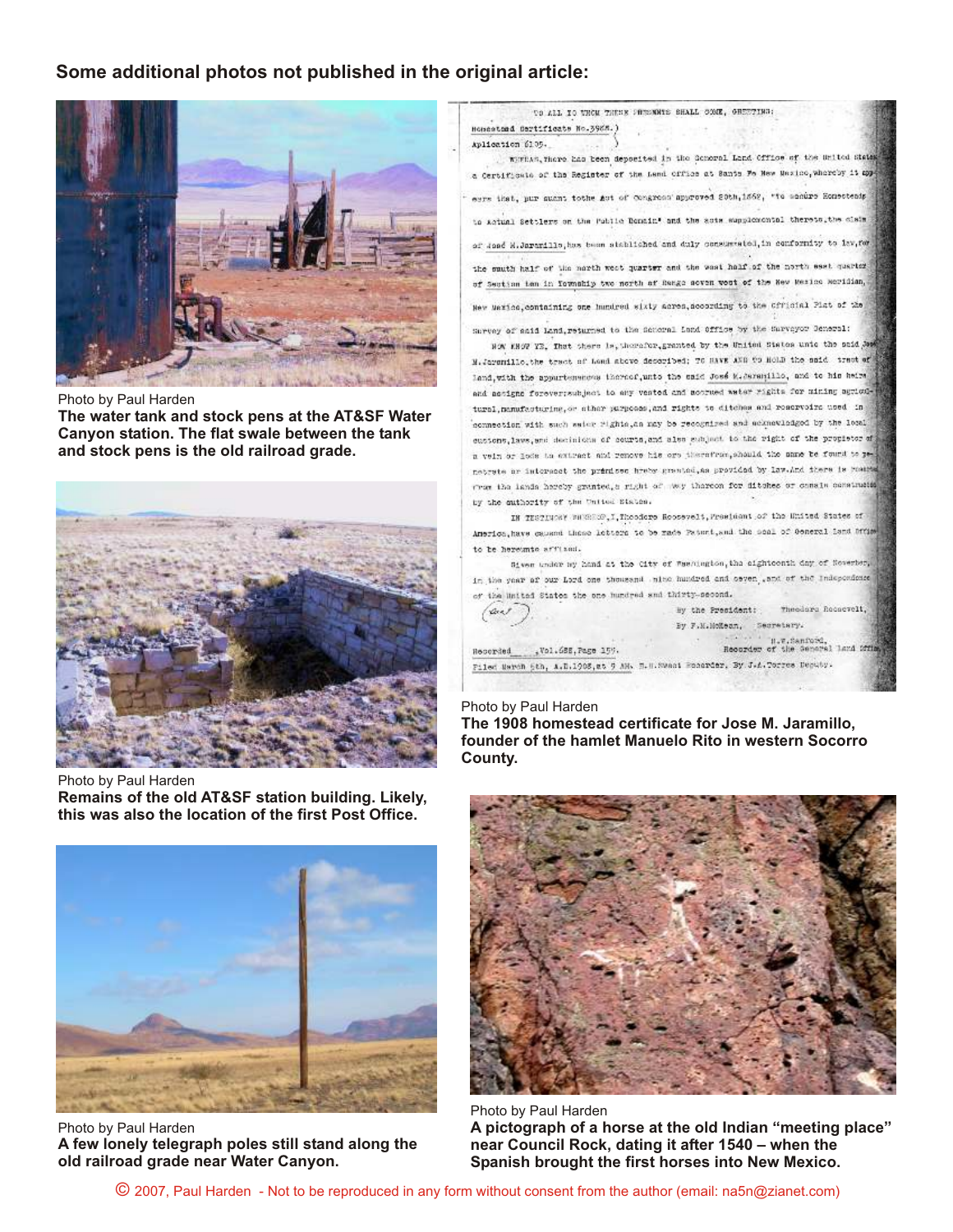**Some additional photos not published in the original article:**

Photo by Paul Harden

**The water tank and stock pens at the AT&SF Water Canyon station. The flat swale between the tank and stock pens is the old railroad grade.**

Photo by Paul Harden

**Remains of the old AT&SF station building. Likely, this was also the location of the first Post Office.**

Photo by Paul Harden

**A few lonely telegraph poles still stand along the old railroad grade near Water Canyon.**

Photo by Paul Harden

**The 1908 homestead certificate for Jose M. Jaramillo, founder of the hamlet Manuelo Rito in western Socorro County.**

Photo by Paul Harden

**A pictograph of a horse at the old Indian "meeting place" near Council Rock, dating it after 1540 – when the Spanish brought the first horses into New Mexico.**

© 2007, Paul Harden - Not to be reproduced in any form without consent from the author (email: na5n@zianet.com)